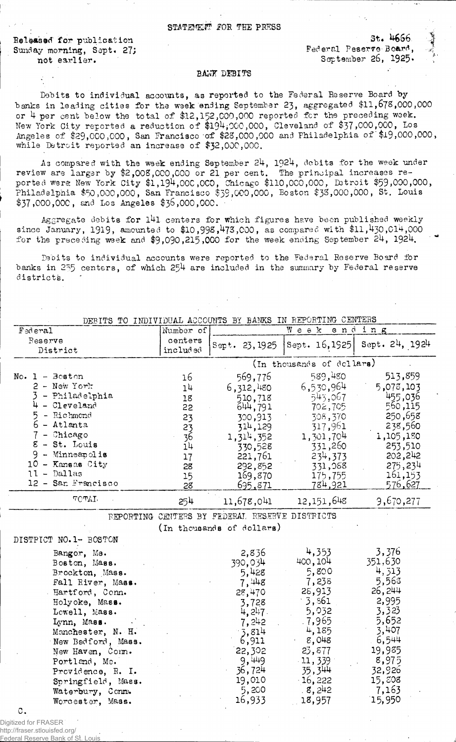STATEMENT FOR THE PRESS

Released for publication Sunday morning, Sept. 27; not earlier.

St. 4666
Federal Reserve Board,
September 26, 1925.

## BANK DEBITS

Debits to individual accounts, as reported to the Federal Reserve Board by banks in leading cities for the week ending September 23, aggregated $11,678,000,000 or 4 per cent below the total of $12,152,000,000 reported for the preceding week. New York City reported a reduction of $194,000,000, Cleveland of $37,000,000, Los Angeles of $29,000,000, San Francisco of $28,000,000 and Philadelphia of $19,000,000, while Detroit reported an increase of $32,000,000.

As compared with the week ending September 24, 1924, debits for the week under review are larger by $2,008,000,000 or 21 per cent. The principal increases reported were New York City $1,194,000,000, Chicago $110,000,000, Detroit $59,000,000, Philadelphia $50,000,000, San Francisco $39,000,000, Boston $38,000,000, St. Louis $37,000,000, and Los Angeles $36,000,000.

Aggregate debits for 141 centers for which figures have been published weekly since January, 1919, amounted to $10,998,473,000, as compared with $11,430,014,000 for the preceding week and $9,090,215,000 for the week ending September 24, 1924.

Debits to individual accounts were reported to the Federal Reserve Board for banks in 255 centers, of which 254 are included in the summary by Federal reserve districts.

DEBITS TO INDIVIDUAL ACCOUNTS BY BANKS IN REPORTING CENTERS

| Federal Reserve District | Number of centers included | Week ending Sept. 23, 1925 | Sept. 16, 1925 | Sept. 24, 1924 |
|---|---|---|---|---|
| | | (In thousands of dollars) | | |
| No. 1 - Boston | 16 | 569,776 | 589,480 | 513,859 |
| 2 - New York | 14 | 6,312,480 | 6,530,964 | 5,078,103 |
| 3 - Philadelphia | 18 | 510,718 | 543,067 | 455,036 |
| 4 - Cleveland | 22 | 644,791 | 702,705 | 560,115 |
| 5 - Richmond | 23 | 300,913 | 308,370 | 250,658 |
| 6 - Atlanta | 23 | 314,129 | 317,961 | 238,560 |
| 7 - Chicago | 36 | 1,314,352 | 1,301,704 | 1,105,180 |
| 8 - St. Louis | 14 | 330,528 | 331,260 | 253,510 |
| 9 - Minneapolis | 17 | 221,761 | 234,373 | 202,242 |
| 10 - Kansas City | 28 | 292,852 | 331,068 | 275,234 |
| 11 - Dallas | 15 | 169,870 | 175,755 | 161,153 |
| 12 - San Francisco | 28 | 695,871 | 784,921 | 576,627 |
| TOTAL | 254 | 11,678,041 | 12,151,648 | 9,670,277 |

REPORTING CENTERS BY FEDERAL RESERVE DISTRICTS
(In thousands of dollars)

| DISTRICT NO. 1 - BOSTON | Sept. 23, 1925 | Sept. 16, 1925 | Sept. 24, 1924 |
|---|---|---|---|
| Bangor, Me. | 2,836 | 4,353 | 3,376 |
| Boston, Mass. | 390,034 | 400,104 | 351,630 |
| Brockton, Mass. | 5,428 | 5,800 | 4,313 |
| Fall River, Mass. | 7,448 | 7,238 | 5,563 |
| Hartford, Conn. | 28,470 | 28,913 | 26,244 |
| Holyoke, Mass. | 3,728 | 3,861 | 2,995 |
| Lowell, Mass. | 4,247 | 5,032 | 3,323 |
| Lynn, Mass. | 7,242 | 7,965 | 5,652 |
| Manchester, N. H. | 3,814 | 4,185 | 3,407 |
| New Bedford, Mass. | 6,911 | 8,048 | 6,544 |
| New Haven, Conn. | 22,302 | 23,877 | 19,985 |
| Portland, Me. | 9,449 | 11,339 | 8,975 |
| Providence, R. I. | 36,724 | 35,344 | 32,926 |
| Springfield, Mass. | 19,010 | 16,222 | 15,808 |
| Waterbury, Conn. | 5,200 | 8,242 | 7,163 |
| Worcester, Mass. | 16,933 | 18,957 | 15,950 |

C.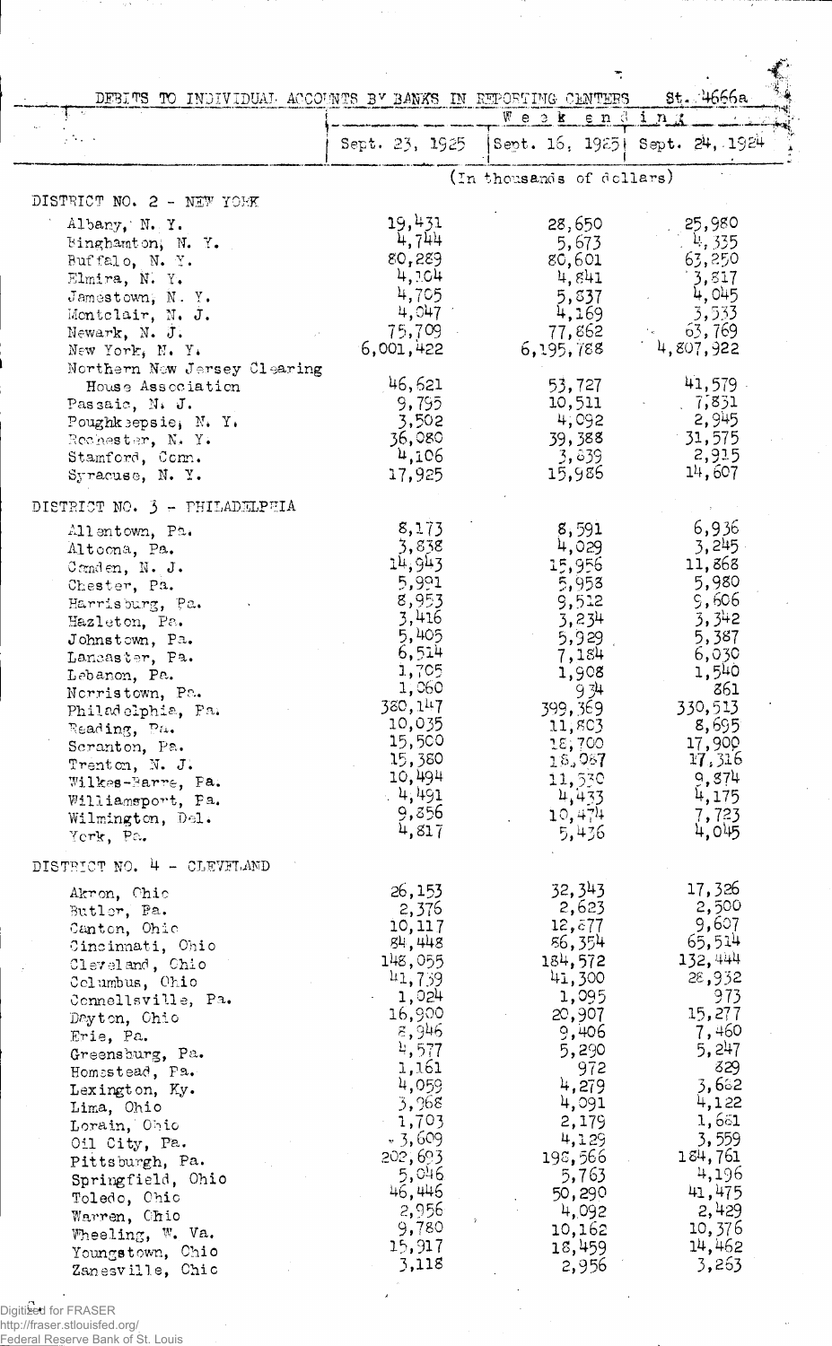DEBITS TO INDIVIDUAL ACCOUNTS BY BANKS IN REPORTING CENTERS St. 4666a

| | Week ending | | |
|---|---|---|---|
| | Sept. 23, 1925 | Sept. 16, 1925 | Sept. 24, 1924 |
| | (In thousands of dollars) | | |
| **DISTRICT NO. 2 - NEW YORK** | | | |
| Albany, N. Y. | 19,431 | 28,650 | 25,980 |
| Binghamton, N. Y. | 4,744 | 5,673 | 4,335 |
| Buffalo, N. Y. | 80,289 | 80,601 | 63,250 |
| Elmira, N. Y. | 4,104 | 4,841 | 3,817 |
| Jamestown, N. Y. | 4,705 | 5,837 | 4,045 |
| Montclair, N. J. | 4,047 | 4,169 | 3,533 |
| Newark, N. J. | 75,709 | 77,862 | 63,769 |
| New York, N. Y. | 6,001,422 | 6,195,788 | 4,807,922 |
| Northern New Jersey Clearing House Association | 46,621 | 53,727 | 41,579 |
| Passaic, N. J. | 9,795 | 10,511 | 7,831 |
| Poughkeepsie, N. Y. | 3,502 | 4,092 | 2,945 |
| Rochester, N. Y. | 36,080 | 39,388 | 31,575 |
| Stamford, Conn. | 4,106 | 3,839 | 2,915 |
| Syracuse, N. Y. | 17,925 | 15,986 | 14,607 |
| **DISTRICT NO. 3 - PHILADELPHIA** | | | |
| Allentown, Pa. | 8,173 | 8,591 | 6,936 |
| Altoona, Pa. | 3,838 | 4,029 | 3,245 |
| Camden, N. J. | 14,943 | 15,956 | 11,868 |
| Chester, Pa. | 5,991 | 5,958 | 5,980 |
| Harrisburg, Pa. | 8,953 | 9,512 | 9,606 |
| Hazleton, Pa. | 3,416 | 3,234 | 3,342 |
| Johnstown, Pa. | 5,405 | 5,929 | 5,387 |
| Lancaster, Pa. | 6,514 | 7,184 | 6,030 |
| Lebanon, Pa. | 1,705 | 1,908 | 1,540 |
| Norristown, Pa. | 1,060 | 934 | 861 |
| Philadelphia, Pa. | 380,147 | 399,369 | 330,513 |
| Reading, Pa. | 10,035 | 11,803 | 8,695 |
| Scranton, Pa. | 15,500 | 18,700 | 17,900 |
| Trenton, N. J. | 15,380 | 18,087 | 17,316 |
| Wilkes-Barre, Pa. | 10,494 | 11,530 | 9,874 |
| Williamsport, Pa. | 4,491 | 4,433 | 4,175 |
| Wilmington, Del. | 9,856 | 10,474 | 7,723 |
| York, Pa. | 4,817 | 5,436 | 4,045 |
| **DISTRICT NO. 4 - CLEVELAND** | | | |
| Akron, Ohio | 26,153 | 32,343 | 17,326 |
| Butler, Pa. | 2,376 | 2,623 | 2,500 |
| Canton, Ohio | 10,117 | 12,877 | 9,607 |
| Cincinnati, Ohio | 84,448 | 86,354 | 65,514 |
| Cleveland, Ohio | 148,055 | 184,572 | 132,444 |
| Columbus, Ohio | 41,739 | 41,300 | 28,932 |
| Connellsville, Pa. | 1,024 | 1,095 | 973 |
| Dayton, Ohio | 16,900 | 20,907 | 15,277 |
| Erie, Pa. | 8,946 | 9,406 | 7,460 |
| Greensburg, Pa. | 4,577 | 5,290 | 5,247 |
| Homestead, Pa. | 1,161 | 972 | 829 |
| Lexington, Ky. | 4,059 | 4,279 | 3,682 |
| Lima, Ohio | 3,968 | 4,091 | 4,122 |
| Lorain, Ohio | 1,703 | 2,179 | 1,681 |
| Oil City, Pa. | 3,609 | 4,129 | 3,559 |
| Pittsburgh, Pa. | 202,693 | 198,566 | 184,761 |
| Springfield, Ohio | 5,046 | 5,763 | 4,196 |
| Toledo, Ohio | 46,446 | 50,290 | 41,475 |
| Warren, Ohio | 2,956 | 4,092 | 2,429 |
| Wheeling, W. Va. | 9,780 | 10,162 | 10,376 |
| Youngstown, Ohio | 15,917 | 18,459 | 14,462 |
| Zanesville, Ohio | 3,118 | 2,956 | 3,263 |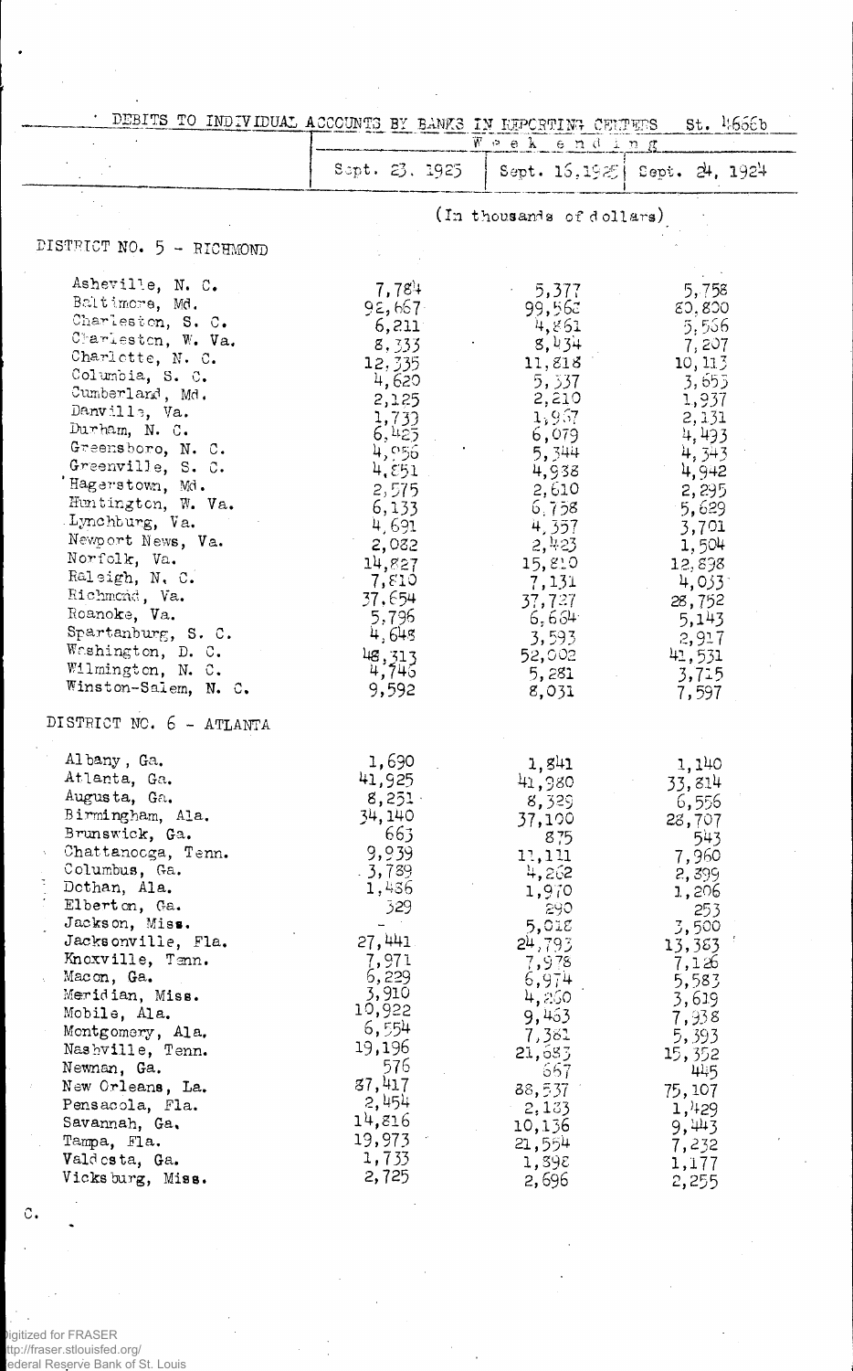DEBITS TO INDIVIDUAL ACCOUNTS BY BANKS IN REPORTING CENTERS St. 4666b

| | Week ending | | |
|---|---|---|---|
| | Sept. 23, 1925 | Sept. 16, 1925 | Sept. 24, 1924 |
| | (In thousands of dollars) | | |
| **DISTRICT NO. 5 - RICHMOND** | | | |
| Asheville, N. C. | 7,784 | 5,377 | 5,758 |
| Baltimore, Md. | 92,667 | 99,562 | 80,800 |
| Charleston, S. C. | 6,211 | 4,861 | 5,566 |
| Charleston, W. Va. | 8,333 | 8,434 | 7,207 |
| Charlotte, N. C. | 12,335 | 11,818 | 10,113 |
| Columbia, S. C. | 4,620 | 5,337 | 3,655 |
| Cumberland, Md. | 2,125 | 2,210 | 1,937 |
| Danville, Va. | 1,733 | 1,957 | 2,131 |
| Durham, N. C. | 6,425 | 6,079 | 4,493 |
| Greensboro, N. C. | 4,956 | 5,344 | 4,343 |
| Greenville, S. C. | 4,851 | 4,938 | 4,942 |
| Hagerstown, Md. | 2,575 | 2,610 | 2,295 |
| Huntington, W. Va. | 6,133 | 6,758 | 5,629 |
| Lynchburg, Va. | 4,691 | 4,357 | 3,701 |
| Newport News, Va. | 2,082 | 2,423 | 1,504 |
| Norfolk, Va. | 14,827 | 15,810 | 12,898 |
| Raleigh, N. C. | 7,810 | 7,131 | 4,033 |
| Richmond, Va. | 37,654 | 37,727 | 28,752 |
| Roanoke, Va. | 5,796 | 6,664 | 5,143 |
| Spartanburg, S. C. | 4,648 | 3,593 | 2,917 |
| Washington, D. C. | 48,313 | 52,002 | 41,531 |
| Wilmington, N. C. | 4,746 | 5,281 | 3,715 |
| Winston-Salem, N. C. | 9,592 | 8,031 | 7,597 |
| **DISTRICT NO. 6 - ATLANTA** | | | |
| Albany, Ga. | 1,690 | 1,841 | 1,140 |
| Atlanta, Ga. | 41,925 | 41,980 | 33,814 |
| Augusta, Ga. | 8,251 | 8,329 | 6,556 |
| Birmingham, Ala. | 34,140 | 37,100 | 28,707 |
| Brunswick, Ga. | 663 | 875 | 543 |
| Chattanooga, Tenn. | 9,939 | 11,111 | 7,960 |
| Columbus, Ga. | 3,789 | 4,262 | 2,899 |
| Dothan, Ala. | 1,456 | 1,970 | 1,206 |
| Elberton, Ga. | 329 | 290 | 253 |
| Jackson, Miss. | - | 5,018 | 3,500 |
| Jacksonville, Fla. | 27,441 | 24,793 | 13,383 |
| Knoxville, Tenn. | 7,971 | 7,978 | 7,126 |
| Macon, Ga. | 6,229 | 6,974 | 5,583 |
| Meridian, Miss. | 3,910 | 4,260 | 3,619 |
| Mobile, Ala. | 10,922 | 9,463 | 7,938 |
| Montgomery, Ala. | 6,554 | 7,361 | 5,393 |
| Nashville, Tenn. | 19,196 | 21,683 | 15,352 |
| Newnan, Ga. | 576 | 667 | 445 |
| New Orleans, La. | 87,417 | 88,537 | 75,107 |
| Pensacola, Fla. | 2,454 | 2,133 | 1,429 |
| Savannah, Ga. | 14,816 | 10,136 | 9,443 |
| Tampa, Fla. | 19,973 | 21,554 | 7,232 |
| Valdosta, Ga. | 1,733 | 1,898 | 1,177 |
| Vicksburg, Miss. | 2,725 | 2,696 | 2,255 |

C.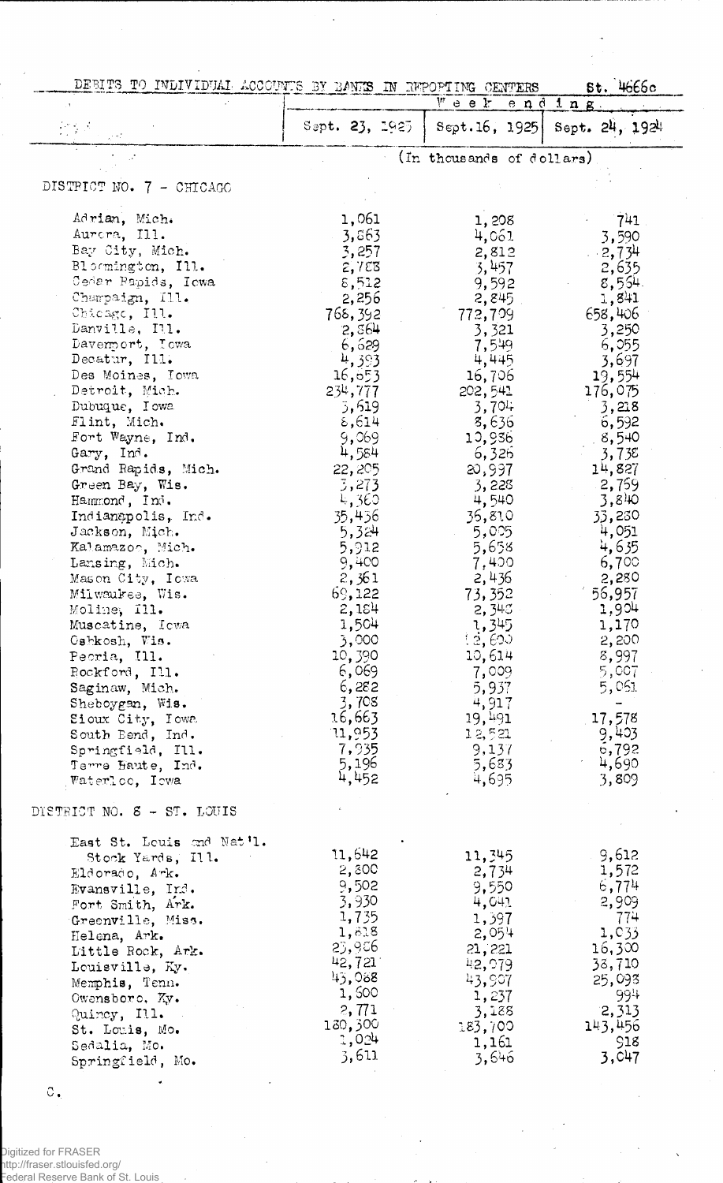DEBITS TO INDIVIDUAL ACCOUNTS BY BANKS IN REPORTING CENTERS St. 4666c

| | Week ending | | |
|---|---|---|---|
| | Sept. 23, 1925 | Sept. 16, 1925 | Sept. 24, 1924 |
| | (In thousands of dollars) | | |
| DISTRICT NO. 7 - CHICAGO | | | |
| Adrian, Mich. | 1,061 | 1,208 | 741 |
| Aurora, Ill. | 3,863 | 4,061 | 3,590 |
| Bay City, Mich. | 3,257 | 2,812 | 2,734 |
| Bloomington, Ill. | 2,788 | 3,457 | 2,635 |
| Cedar Rapids, Iowa | 8,512 | 9,592 | 8,554 |
| Champaign, Ill. | 2,256 | 2,845 | 1,841 |
| Chicago, Ill. | 766,392 | 772,709 | 658,406 |
| Danville, Ill. | 2,864 | 3,321 | 3,250 |
| Davenport, Iowa | 6,629 | 7,549 | 6,055 |
| Decatur, Ill. | 4,393 | 4,445 | 3,697 |
| Des Moines, Iowa | 16,053 | 16,706 | 19,554 |
| Detroit, Mich. | 234,777 | 202,541 | 176,075 |
| Dubuque, Iowa | 3,619 | 3,704 | 3,218 |
| Flint, Mich. | 8,614 | 8,636 | 6,592 |
| Fort Wayne, Ind. | 9,069 | 10,936 | 8,540 |
| Gary, Ind. | 4,584 | 6,326 | 3,738 |
| Grand Rapids, Mich. | 22,205 | 20,997 | 14,827 |
| Green Bay, Wis. | 3,273 | 3,228 | 2,759 |
| Hammond, Ind. | 4,360 | 4,540 | 3,840 |
| Indianapolis, Ind. | 35,436 | 36,810 | 33,280 |
| Jackson, Mich. | 5,324 | 5,005 | 4,051 |
| Kalamazoo, Mich. | 5,912 | 5,658 | 4,635 |
| Lansing, Mich. | 9,400 | 7,400 | 6,700 |
| Mason City, Iowa | 2,361 | 2,436 | 2,280 |
| Milwaukee, Wis. | 69,122 | 73,352 | 56,957 |
| Moline, Ill. | 2,184 | 2,343 | 1,904 |
| Muscatine, Iowa | 1,504 | 1,345 | 1,170 |
| Oshkosh, Wis. | 3,000 | 12,600 | 2,200 |
| Peoria, Ill. | 10,390 | 10,614 | 8,997 |
| Rockford, Ill. | 6,069 | 7,009 | 5,007 |
| Saginaw, Mich. | 6,282 | 5,937 | 5,061 |
| Sheboygan, Wis. | 3,708 | 4,917 | - |
| Sioux City, Iowa | 16,663 | 19,491 | 17,578 |
| South Bend, Ind. | 11,953 | 12,521 | 9,403 |
| Springfield, Ill. | 7,935 | 9,137 | 6,792 |
| Terre Haute, Ind. | 5,196 | 5,683 | 4,690 |
| Waterloo, Iowa | 4,452 | 4,695 | 3,809 |
| DISTRICT NO. 8 - ST. LOUIS | | | |
| East St. Louis and Nat'l. Stock Yards, Ill. | 11,642 | 11,345 | 9,612 |
| Eldorado, Ark. | 2,300 | 2,734 | 1,572 |
| Evansville, Ind. | 9,502 | 9,550 | 6,774 |
| Fort Smith, Ark. | 3,930 | 4,041 | 2,909 |
| Greenville, Miss. | 1,735 | 1,397 | 774 |
| Helena, Ark. | 1,818 | 2,054 | 1,033 |
| Little Rock, Ark. | 23,986 | 21,221 | 16,300 |
| Louisville, Ky. | 42,721 | 42,079 | 38,710 |
| Memphis, Tenn. | 43,068 | 43,907 | 25,093 |
| Owensboro, Ky. | 1,600 | 1,237 | 994 |
| Quincy, Ill. | 2,771 | 3,128 | 2,313 |
| St. Louis, Mo. | 180,300 | 183,700 | 143,456 |
| Sedalia, Mo. | 1,024 | 1,161 | 918 |
| Springfield, Mo. | 3,611 | 3,646 | 3,047 |

C.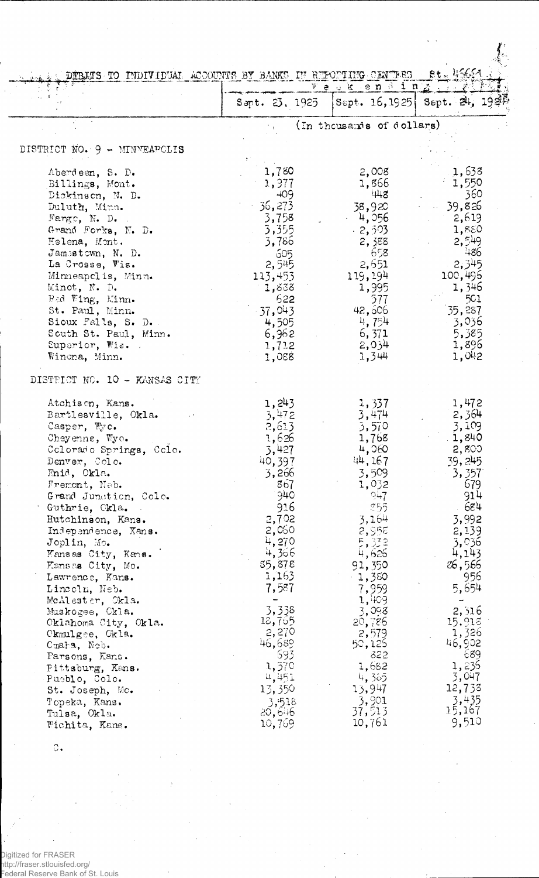DEBITS TO INDIVIDUAL ACCOUNTS BY BANKS IN REPORTING CENTERS St. 4566a

| | Week ending | | |
|---|---|---|---|
| | Sept. 23, 1925 | Sept. 16, 1925 | Sept. 24, 1924 |
| | (In thousands of dollars) | | |
| **DISTRICT NO. 9 - MINNEAPOLIS** | | | |
| Aberdeen, S. D. | 1,780 | 2,008 | 1,638 |
| Billings, Mont. | 1,377 | 1,866 | 1,550 |
| Dickinson, N. D. | 409 | 448 | 360 |
| Duluth, Minn. | 36,273 | 38,920 | 39,826 |
| Fargo, N. D. | 3,758 | 4,056 | 2,619 |
| Grand Forks, N. D. | 3,355 | 2,503 | 1,880 |
| Helena, Mont. | 3,786 | 2,388 | 2,549 |
| Jamestown, N. D. | 605 | 658 | 486 |
| La Crosse, Wis. | 2,545 | 2,651 | 2,345 |
| Minneapolis, Minn. | 113,453 | 119,194 | 100,496 |
| Minot, N. D. | 1,838 | 1,995 | 1,346 |
| Red Wing, Minn. | 622 | 577 | 501 |
| St. Paul, Minn. | 37,043 | 42,606 | 35,287 |
| Sioux Falls, S. D. | 4,505 | 4,754 | 3,036 |
| South St. Paul, Minn. | 6,962 | 6,371 | 5,385 |
| Superior, Wis. | 1,712 | 2,034 | 1,896 |
| Winona, Minn. | 1,088 | 1,344 | 1,042 |
| **DISTRICT NO. 10 - KANSAS CITY** | | | |
| Atchison, Kans. | 1,243 | 1,337 | 1,472 |
| Bartlesville, Okla. | 3,472 | 3,474 | 2,364 |
| Casper, Wyo. | 2,613 | 3,570 | 3,109 |
| Cheyenne, Wyo. | 1,626 | 1,768 | 1,840 |
| Colorado Springs, Colo. | 3,427 | 4,060 | 2,800 |
| Denver, Colo. | 40,397 | 44,167 | 39,245 |
| Enid, Okla. | 3,266 | 3,509 | 3,357 |
| Fremont, Neb. | 867 | 1,032 | 679 |
| Grand Junction, Colo. | 940 | 947 | 914 |
| Guthrie, Okla. | 916 | 855 | 684 |
| Hutchinson, Kans. | 2,702 | 3,164 | 3,992 |
| Independence, Kans. | 2,060 | 2,958 | 2,139 |
| Joplin, Mo. | 4,270 | 5,332 | 3,036 |
| Kansas City, Kans. | 4,366 | 4,626 | 4,143 |
| Kansas City, Mo. | 85,878 | 91,350 | 86,566 |
| Lawrence, Kans. | 1,163 | 1,380 | 956 |
| Lincoln, Neb. | 7,587 | 7,959 | 5,654 |
| McAlester, Okla. | - | 1,409 | - |
| Muskogee, Okla. | 3,338 | 3,098 | 2,316 |
| Oklahoma City, Okla. | 18,705 | 20,786 | 15,918 |
| Okmulgee, Okla. | 2,270 | 2,579 | 1,326 |
| Omaha, Neb. | 46,689 | 50,125 | 46,902 |
| Parsons, Kans. | 693 | 822 | 689 |
| Pittsburg, Kans. | 1,570 | 1,682 | 1,236 |
| Pueblo, Colo. | 4,451 | 4,365 | 3,047 |
| St. Joseph, Mo. | 13,350 | 13,947 | 12,738 |
| Topeka, Kans. | 3,518 | 3,901 | 3,435 |
| Tulsa, Okla. | 20,646 | 37,513 | 15,167 |
| Wichita, Kans. | 10,769 | 10,761 | 9,510 |

C.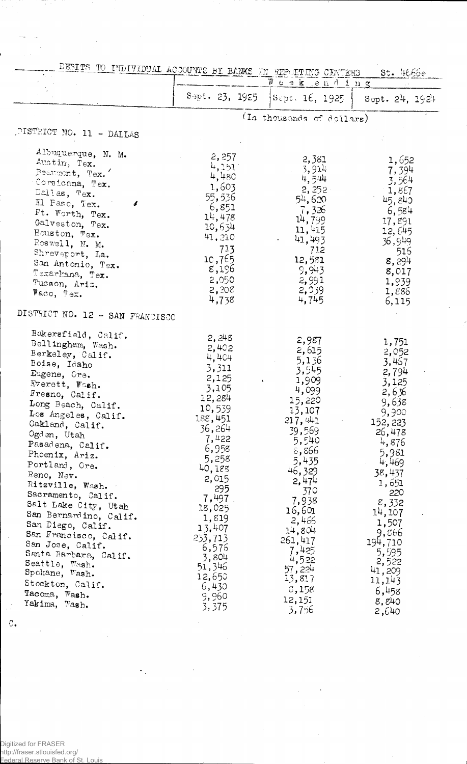DEBITS TO INDIVIDUAL ACCOUNTS BY BANKS IN REPORTING CENTERS St. 4666e

| | Week ending | | |
|---|---|---|---|
| | Sept. 23, 1925 | Sept. 16, 1925 | Sept. 24, 1924 |
| | (In thousands of dollars) | | |
| **DISTRICT NO. 11 - DALLAS** | | | |
| Albuquerque, N. M. | 2,257 | 2,381 | 1,652 |
| Austin, Tex. | 4,151 | 3,914 | 7,394 |
| Beaumont, Tex. | 4,480 | 4,544 | 3,564 |
| Corsicana, Tex. | 1,603 | 2,252 | 1,867 |
| Dallas, Tex. | 55,536 | 54,600 | 45,840 |
| El Paso, Tex. | 6,851 | 7,326 | 6,584 |
| Ft. Worth, Tex. | 14,478 | 14,799 | 17,891 |
| Galveston, Tex. | 10,634 | 11,415 | 12,645 |
| Houston, Tex. | 41,210 | 41,493 | 36,949 |
| Roswell, N. M. | 713 | 712 | 516 |
| Shreveport, La. | 10,765 | 12,581 | 8,294 |
| San Antonio, Tex. | 8,196 | 9,943 | 8,017 |
| Texarkana, Tex. | 2,050 | 2,991 | 1,939 |
| Tucson, Ariz. | 2,208 | 2,039 | 1,886 |
| Waco, Tex. | 4,738 | 4,745 | 6,115 |
| **DISTRICT NO. 12 - SAN FRANCISCO** | | | |
| Bakersfield, Calif. | 2,248 | 2,987 | 1,751 |
| Bellingham, Wash. | 2,402 | 2,615 | 2,052 |
| Berkeley, Calif. | 4,404 | 5,136 | 3,467 |
| Boise, Idaho | 3,311 | 3,545 | 2,794 |
| Eugene, Ore. | 2,125 | 1,909 | 3,125 |
| Everett, Wash. | 3,105 | 4,099 | 2,636 |
| Fresno, Calif. | 12,284 | 15,220 | 9,638 |
| Long Beach, Calif. | 10,539 | 13,107 | 9,900 |
| Los Angeles, Calif. | 188,451 | 217,441 | 152,223 |
| Oakland, Calif. | 36,264 | 39,569 | 26,478 |
| Ogden, Utah | 7,422 | 5,540 | 4,876 |
| Pasadena, Calif. | 6,958 | 8,866 | 5,981 |
| Phoenix, Ariz. | 5,258 | 5,435 | 4,469 |
| Portland, Ore. | 40,188 | 46,329 | 38,437 |
| Reno, Nev. | 2,015 | 2,474 | 1,651 |
| Ritzville, Wash. | 295 | 370 | 220 |
| Sacramento, Calif. | 7,497 | 7,938 | 8,332 |
| Salt Lake City, Utah | 18,025 | 16,601 | 14,107 |
| San Bernardino, Calif. | 1,819 | 2,466 | 1,507 |
| San Diego, Calif. | 13,407 | 14,804 | 9,866 |
| San Francisco, Calif. | 233,713 | 261,417 | 194,710 |
| San Jose, Calif. | 6,576 | 7,425 | 5,595 |
| Santa Barbara, Calif. | 3,804 | 4,522 | 2,522 |
| Seattle, Wash. | 51,346 | 57,224 | 41,209 |
| Spokane, Wash. | 12,650 | 13,817 | 11,143 |
| Stockton, Calif. | 6,430 | 8,158 | 6,458 |
| Tacoma, Wash. | 9,960 | 12,151 | 8,840 |
| Yakima, Wash. | 3,375 | 3,756 | 2,640 |

C.